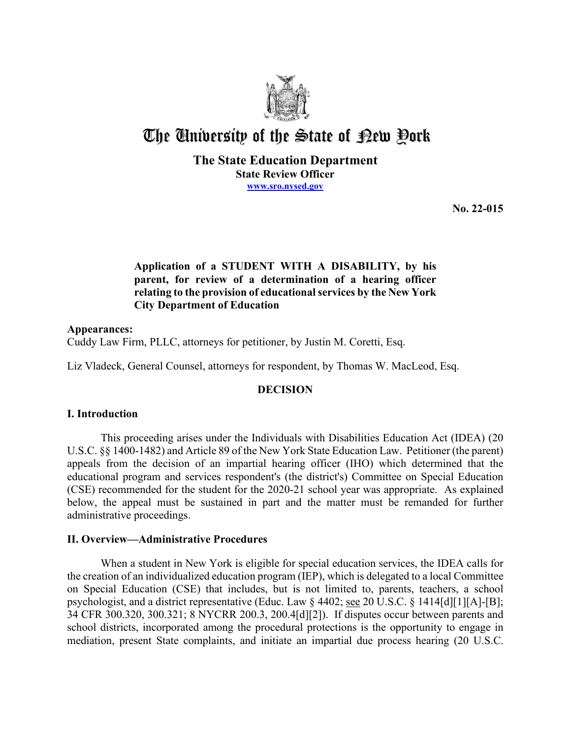# The University of the State of New York

**The State Education Department**
**State Review Officer**
**www.sro.nysed.gov**

**No. 22-015**

**Application of a STUDENT WITH A DISABILITY, by his parent, for review of a determination of a hearing officer relating to the provision of educational services by the New York City Department of Education**

**Appearances:**
Cuddy Law Firm, PLLC, attorneys for petitioner, by Justin M. Coretti, Esq.

Liz Vladeck, General Counsel, attorneys for respondent, by Thomas W. MacLeod, Esq.

## DECISION

## I. Introduction

This proceeding arises under the Individuals with Disabilities Education Act (IDEA) (20 U.S.C. §§ 1400-1482) and Article 89 of the New York State Education Law. Petitioner (the parent) appeals from the decision of an impartial hearing officer (IHO) which determined that the educational program and services respondent's (the district's) Committee on Special Education (CSE) recommended for the student for the 2020-21 school year was appropriate. As explained below, the appeal must be sustained in part and the matter must be remanded for further administrative proceedings.

## II. Overview—Administrative Procedures

When a student in New York is eligible for special education services, the IDEA calls for the creation of an individualized education program (IEP), which is delegated to a local Committee on Special Education (CSE) that includes, but is not limited to, parents, teachers, a school psychologist, and a district representative (Educ. Law § 4402; see 20 U.S.C. § 1414[d][1][A]-[B]; 34 CFR 300.320, 300.321; 8 NYCRR 200.3, 200.4[d][2]). If disputes occur between parents and school districts, incorporated among the procedural protections is the opportunity to engage in mediation, present State complaints, and initiate an impartial due process hearing (20 U.S.C.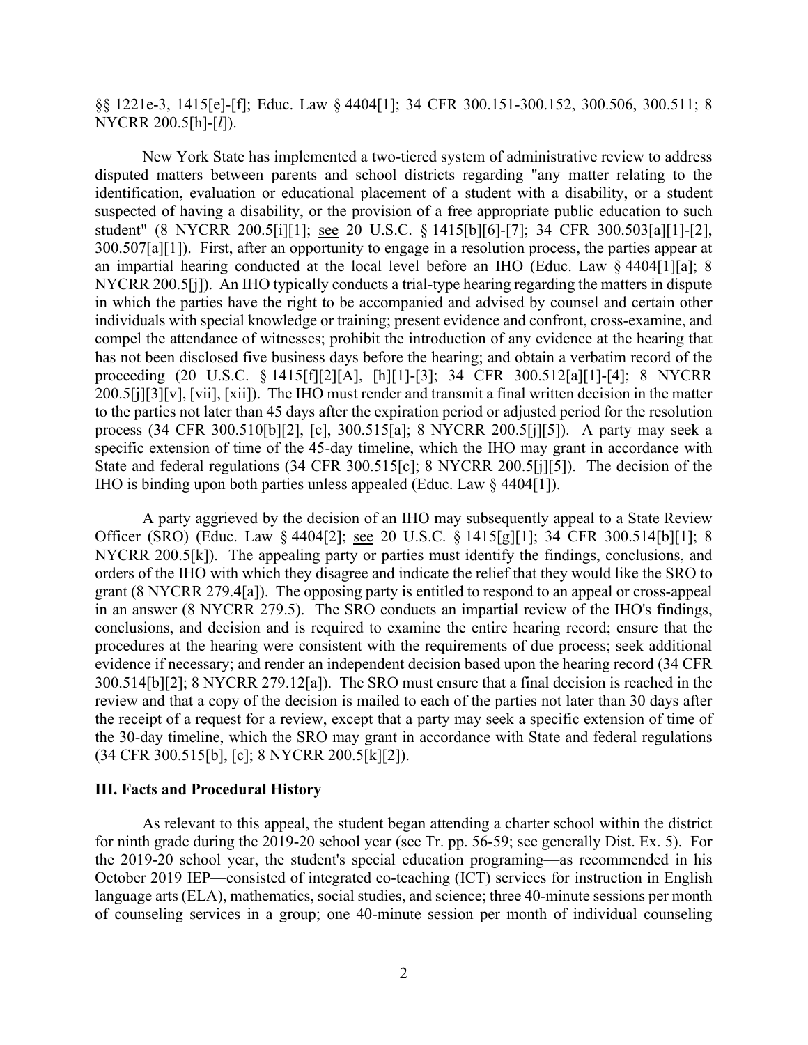§§ 1221e-3, 1415[e]-[f]; Educ. Law § 4404[1]; 34 CFR 300.151-300.152, 300.506, 300.511; 8 NYCRR 200.5[h]-[*l*]).

New York State has implemented a two-tiered system of administrative review to address disputed matters between parents and school districts regarding "any matter relating to the identification, evaluation or educational placement of a student with a disability, or a student suspected of having a disability, or the provision of a free appropriate public education to such student" (8 NYCRR 200.5[i][1]; see 20 U.S.C. § 1415[b][6]-[7]; 34 CFR 300.503[a][1]-[2], 300.507[a][1]). First, after an opportunity to engage in a resolution process, the parties appear at an impartial hearing conducted at the local level before an IHO (Educ. Law § 4404[1][a]; 8 NYCRR 200.5[j]). An IHO typically conducts a trial-type hearing regarding the matters in dispute in which the parties have the right to be accompanied and advised by counsel and certain other individuals with special knowledge or training; present evidence and confront, cross-examine, and compel the attendance of witnesses; prohibit the introduction of any evidence at the hearing that has not been disclosed five business days before the hearing; and obtain a verbatim record of the proceeding (20 U.S.C. § 1415[f][2][A], [h][1]-[3]; 34 CFR 300.512[a][1]-[4]; 8 NYCRR 200.5[j][3][v], [vii], [xii]). The IHO must render and transmit a final written decision in the matter to the parties not later than 45 days after the expiration period or adjusted period for the resolution process (34 CFR 300.510[b][2], [c], 300.515[a]; 8 NYCRR 200.5[j][5]). A party may seek a specific extension of time of the 45-day timeline, which the IHO may grant in accordance with State and federal regulations (34 CFR 300.515[c]; 8 NYCRR 200.5[j][5]). The decision of the IHO is binding upon both parties unless appealed (Educ. Law § 4404[1]).

A party aggrieved by the decision of an IHO may subsequently appeal to a State Review Officer (SRO) (Educ. Law § 4404[2]; see 20 U.S.C. § 1415[g][1]; 34 CFR 300.514[b][1]; 8 NYCRR 200.5[k]). The appealing party or parties must identify the findings, conclusions, and orders of the IHO with which they disagree and indicate the relief that they would like the SRO to grant (8 NYCRR 279.4[a]). The opposing party is entitled to respond to an appeal or cross-appeal in an answer (8 NYCRR 279.5). The SRO conducts an impartial review of the IHO's findings, conclusions, and decision and is required to examine the entire hearing record; ensure that the procedures at the hearing were consistent with the requirements of due process; seek additional evidence if necessary; and render an independent decision based upon the hearing record (34 CFR 300.514[b][2]; 8 NYCRR 279.12[a]). The SRO must ensure that a final decision is reached in the review and that a copy of the decision is mailed to each of the parties not later than 30 days after the receipt of a request for a review, except that a party may seek a specific extension of time of the 30-day timeline, which the SRO may grant in accordance with State and federal regulations (34 CFR 300.515[b], [c]; 8 NYCRR 200.5[k][2]).

## III. Facts and Procedural History

As relevant to this appeal, the student began attending a charter school within the district for ninth grade during the 2019-20 school year (see Tr. pp. 56-59; see generally Dist. Ex. 5). For the 2019-20 school year, the student's special education programing—as recommended in his October 2019 IEP—consisted of integrated co-teaching (ICT) services for instruction in English language arts (ELA), mathematics, social studies, and science; three 40-minute sessions per month of counseling services in a group; one 40-minute session per month of individual counseling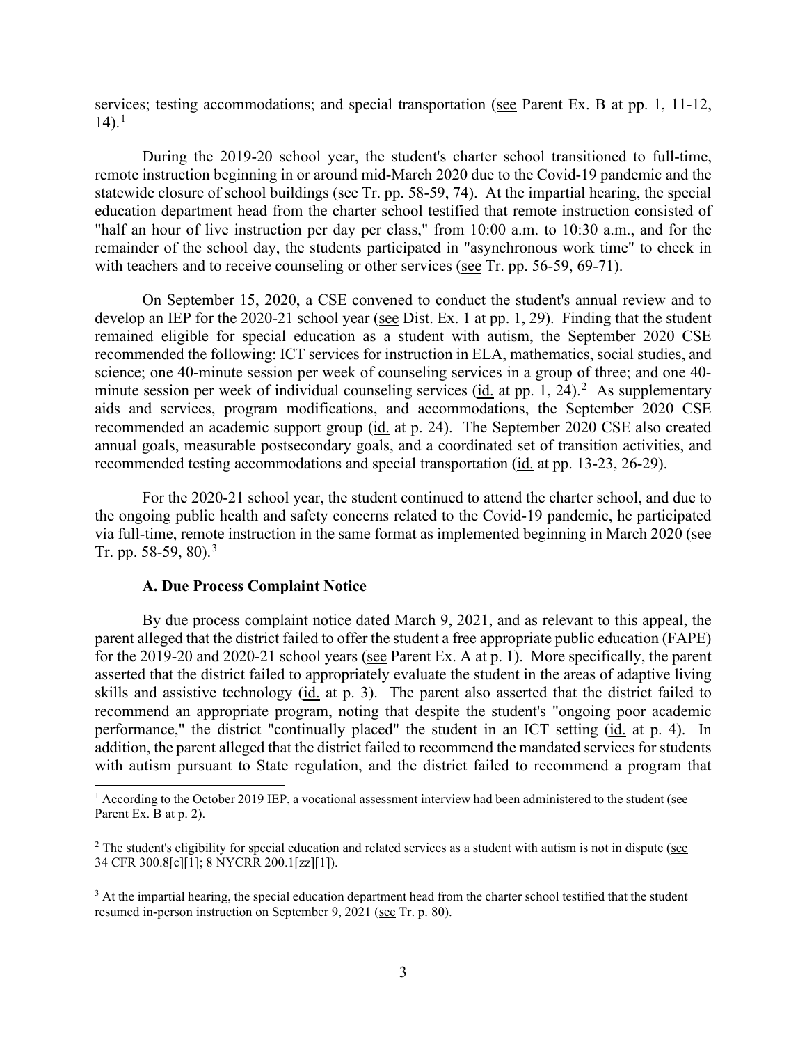services; testing accommodations; and special transportation (see Parent Ex. B at pp. 1, 11-12, 14).[1]

During the 2019-20 school year, the student's charter school transitioned to full-time, remote instruction beginning in or around mid-March 2020 due to the Covid-19 pandemic and the statewide closure of school buildings (see Tr. pp. 58-59, 74). At the impartial hearing, the special education department head from the charter school testified that remote instruction consisted of "half an hour of live instruction per day per class," from 10:00 a.m. to 10:30 a.m., and for the remainder of the school day, the students participated in "asynchronous work time" to check in with teachers and to receive counseling or other services (see Tr. pp. 56-59, 69-71).

On September 15, 2020, a CSE convened to conduct the student's annual review and to develop an IEP for the 2020-21 school year (see Dist. Ex. 1 at pp. 1, 29). Finding that the student remained eligible for special education as a student with autism, the September 2020 CSE recommended the following: ICT services for instruction in ELA, mathematics, social studies, and science; one 40-minute session per week of counseling services in a group of three; and one 40-minute session per week of individual counseling services (id. at pp. 1, 24).[2] As supplementary aids and services, program modifications, and accommodations, the September 2020 CSE recommended an academic support group (id. at p. 24). The September 2020 CSE also created annual goals, measurable postsecondary goals, and a coordinated set of transition activities, and recommended testing accommodations and special transportation (id. at pp. 13-23, 26-29).

For the 2020-21 school year, the student continued to attend the charter school, and due to the ongoing public health and safety concerns related to the Covid-19 pandemic, he participated via full-time, remote instruction in the same format as implemented beginning in March 2020 (see Tr. pp. 58-59, 80).[3]

### A. Due Process Complaint Notice

By due process complaint notice dated March 9, 2021, and as relevant to this appeal, the parent alleged that the district failed to offer the student a free appropriate public education (FAPE) for the 2019-20 and 2020-21 school years (see Parent Ex. A at p. 1). More specifically, the parent asserted that the district failed to appropriately evaluate the student in the areas of adaptive living skills and assistive technology (id. at p. 3). The parent also asserted that the district failed to recommend an appropriate program, noting that despite the student's "ongoing poor academic performance," the district "continually placed" the student in an ICT setting (id. at p. 4). In addition, the parent alleged that the district failed to recommend the mandated services for students with autism pursuant to State regulation, and the district failed to recommend a program that

---

[1] According to the October 2019 IEP, a vocational assessment interview had been administered to the student (see Parent Ex. B at p. 2).

[2] The student's eligibility for special education and related services as a student with autism is not in dispute (see 34 CFR 300.8[c][1]; 8 NYCRR 200.1[zz][1]).

[3] At the impartial hearing, the special education department head from the charter school testified that the student resumed in-person instruction on September 9, 2021 (see Tr. p. 80).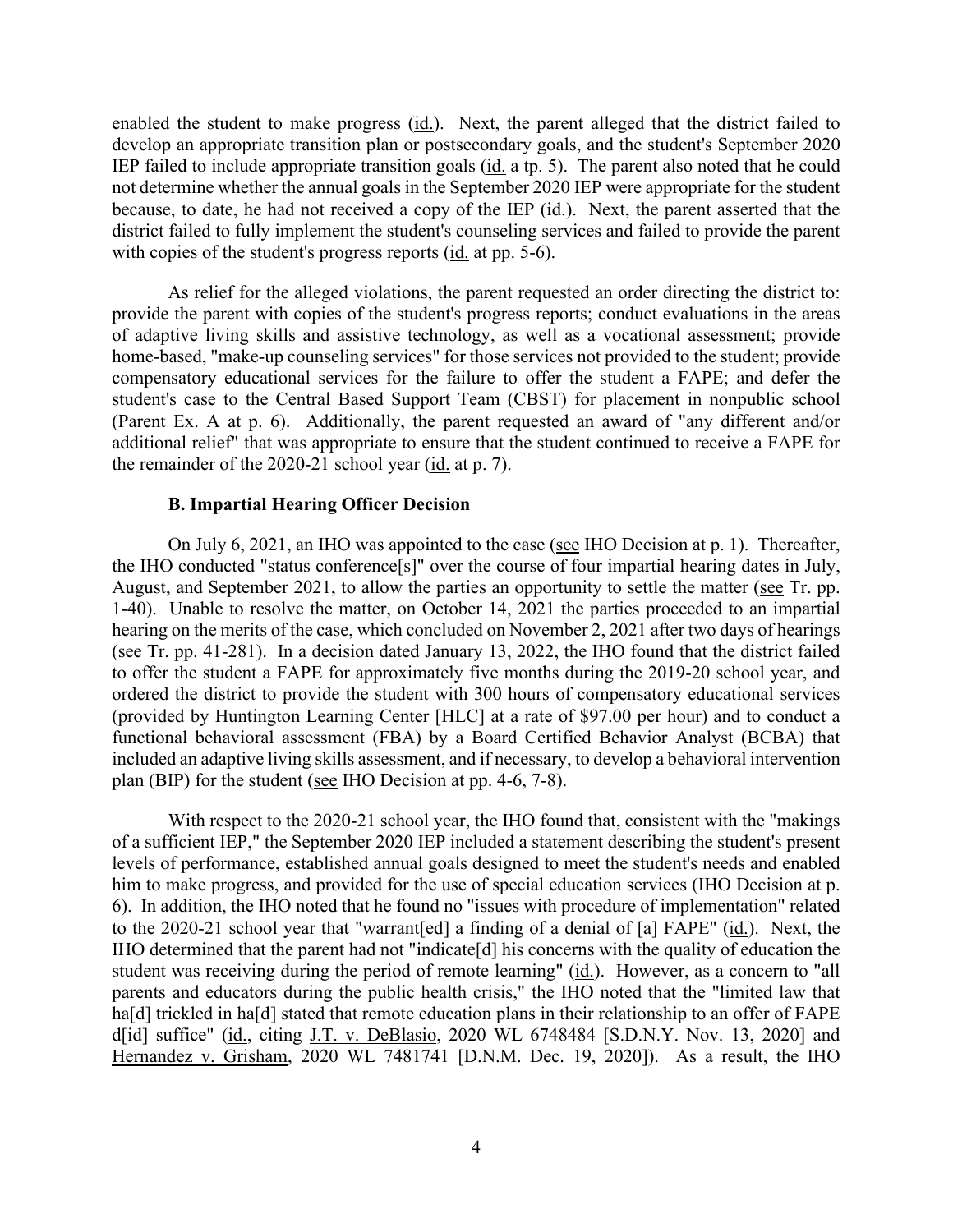enabled the student to make progress (id.). Next, the parent alleged that the district failed to develop an appropriate transition plan or postsecondary goals, and the student's September 2020 IEP failed to include appropriate transition goals (id. a tp. 5). The parent also noted that he could not determine whether the annual goals in the September 2020 IEP were appropriate for the student because, to date, he had not received a copy of the IEP (id.). Next, the parent asserted that the district failed to fully implement the student's counseling services and failed to provide the parent with copies of the student's progress reports (id. at pp. 5-6).

As relief for the alleged violations, the parent requested an order directing the district to: provide the parent with copies of the student's progress reports; conduct evaluations in the areas of adaptive living skills and assistive technology, as well as a vocational assessment; provide home-based, "make-up counseling services" for those services not provided to the student; provide compensatory educational services for the failure to offer the student a FAPE; and defer the student's case to the Central Based Support Team (CBST) for placement in nonpublic school (Parent Ex. A at p. 6). Additionally, the parent requested an award of "any different and/or additional relief" that was appropriate to ensure that the student continued to receive a FAPE for the remainder of the 2020-21 school year (id. at p. 7).

### B. Impartial Hearing Officer Decision

On July 6, 2021, an IHO was appointed to the case (see IHO Decision at p. 1). Thereafter, the IHO conducted "status conference[s]" over the course of four impartial hearing dates in July, August, and September 2021, to allow the parties an opportunity to settle the matter (see Tr. pp. 1-40). Unable to resolve the matter, on October 14, 2021 the parties proceeded to an impartial hearing on the merits of the case, which concluded on November 2, 2021 after two days of hearings (see Tr. pp. 41-281). In a decision dated January 13, 2022, the IHO found that the district failed to offer the student a FAPE for approximately five months during the 2019-20 school year, and ordered the district to provide the student with 300 hours of compensatory educational services (provided by Huntington Learning Center [HLC] at a rate of $97.00 per hour) and to conduct a functional behavioral assessment (FBA) by a Board Certified Behavior Analyst (BCBA) that included an adaptive living skills assessment, and if necessary, to develop a behavioral intervention plan (BIP) for the student (see IHO Decision at pp. 4-6, 7-8).

With respect to the 2020-21 school year, the IHO found that, consistent with the "makings of a sufficient IEP," the September 2020 IEP included a statement describing the student's present levels of performance, established annual goals designed to meet the student's needs and enabled him to make progress, and provided for the use of special education services (IHO Decision at p. 6). In addition, the IHO noted that he found no "issues with procedure of implementation" related to the 2020-21 school year that "warrant[ed] a finding of a denial of [a] FAPE" (id.). Next, the IHO determined that the parent had not "indicate[d] his concerns with the quality of education the student was receiving during the period of remote learning" (id.). However, as a concern to "all parents and educators during the public health crisis," the IHO noted that the "limited law that ha[d] trickled in ha[d] stated that remote education plans in their relationship to an offer of FAPE d[id] suffice" (id., citing J.T. v. DeBlasio, 2020 WL 6748484 [S.D.N.Y. Nov. 13, 2020] and Hernandez v. Grisham, 2020 WL 7481741 [D.N.M. Dec. 19, 2020]). As a result, the IHO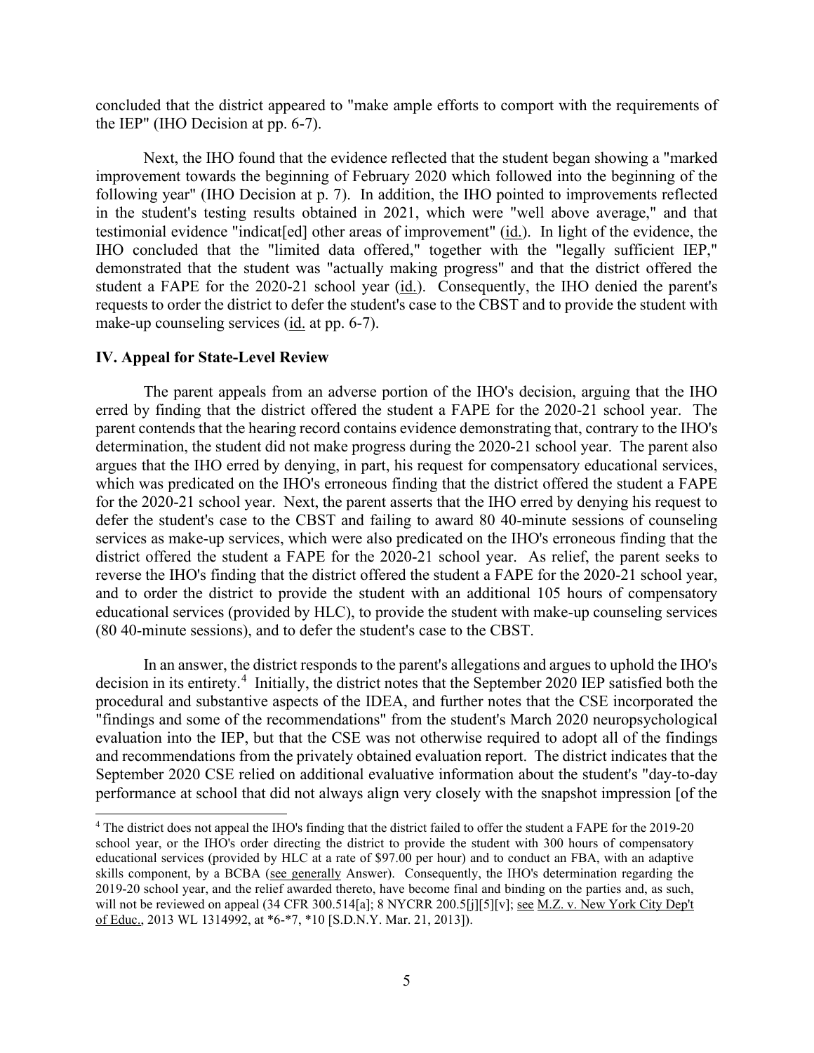concluded that the district appeared to "make ample efforts to comport with the requirements of the IEP" (IHO Decision at pp. 6-7).

Next, the IHO found that the evidence reflected that the student began showing a "marked improvement towards the beginning of February 2020 which followed into the beginning of the following year" (IHO Decision at p. 7). In addition, the IHO pointed to improvements reflected in the student's testing results obtained in 2021, which were "well above average," and that testimonial evidence "indicat[ed] other areas of improvement" (id.). In light of the evidence, the IHO concluded that the "limited data offered," together with the "legally sufficient IEP," demonstrated that the student was "actually making progress" and that the district offered the student a FAPE for the 2020-21 school year (id.). Consequently, the IHO denied the parent's requests to order the district to defer the student's case to the CBST and to provide the student with make-up counseling services (id. at pp. 6-7).

## IV. Appeal for State-Level Review

The parent appeals from an adverse portion of the IHO's decision, arguing that the IHO erred by finding that the district offered the student a FAPE for the 2020-21 school year. The parent contends that the hearing record contains evidence demonstrating that, contrary to the IHO's determination, the student did not make progress during the 2020-21 school year. The parent also argues that the IHO erred by denying, in part, his request for compensatory educational services, which was predicated on the IHO's erroneous finding that the district offered the student a FAPE for the 2020-21 school year. Next, the parent asserts that the IHO erred by denying his request to defer the student's case to the CBST and failing to award 80 40-minute sessions of counseling services as make-up services, which were also predicated on the IHO's erroneous finding that the district offered the student a FAPE for the 2020-21 school year. As relief, the parent seeks to reverse the IHO's finding that the district offered the student a FAPE for the 2020-21 school year, and to order the district to provide the student with an additional 105 hours of compensatory educational services (provided by HLC), to provide the student with make-up counseling services (80 40-minute sessions), and to defer the student's case to the CBST.

In an answer, the district responds to the parent's allegations and argues to uphold the IHO's decision in its entirety.[4] Initially, the district notes that the September 2020 IEP satisfied both the procedural and substantive aspects of the IDEA, and further notes that the CSE incorporated the "findings and some of the recommendations" from the student's March 2020 neuropsychological evaluation into the IEP, but that the CSE was not otherwise required to adopt all of the findings and recommendations from the privately obtained evaluation report. The district indicates that the September 2020 CSE relied on additional evaluative information about the student's "day-to-day performance at school that did not always align very closely with the snapshot impression [of the

[4] The district does not appeal the IHO's finding that the district failed to offer the student a FAPE for the 2019-20 school year, or the IHO's order directing the district to provide the student with 300 hours of compensatory educational services (provided by HLC at a rate of $97.00 per hour) and to conduct an FBA, with an adaptive skills component, by a BCBA (see generally Answer). Consequently, the IHO's determination regarding the 2019-20 school year, and the relief awarded thereto, have become final and binding on the parties and, as such, will not be reviewed on appeal (34 CFR 300.514[a]; 8 NYCRR 200.5[j][5][v]; see M.Z. v. New York City Dep't of Educ., 2013 WL 1314992, at *6-*7, *10 [S.D.N.Y. Mar. 21, 2013]).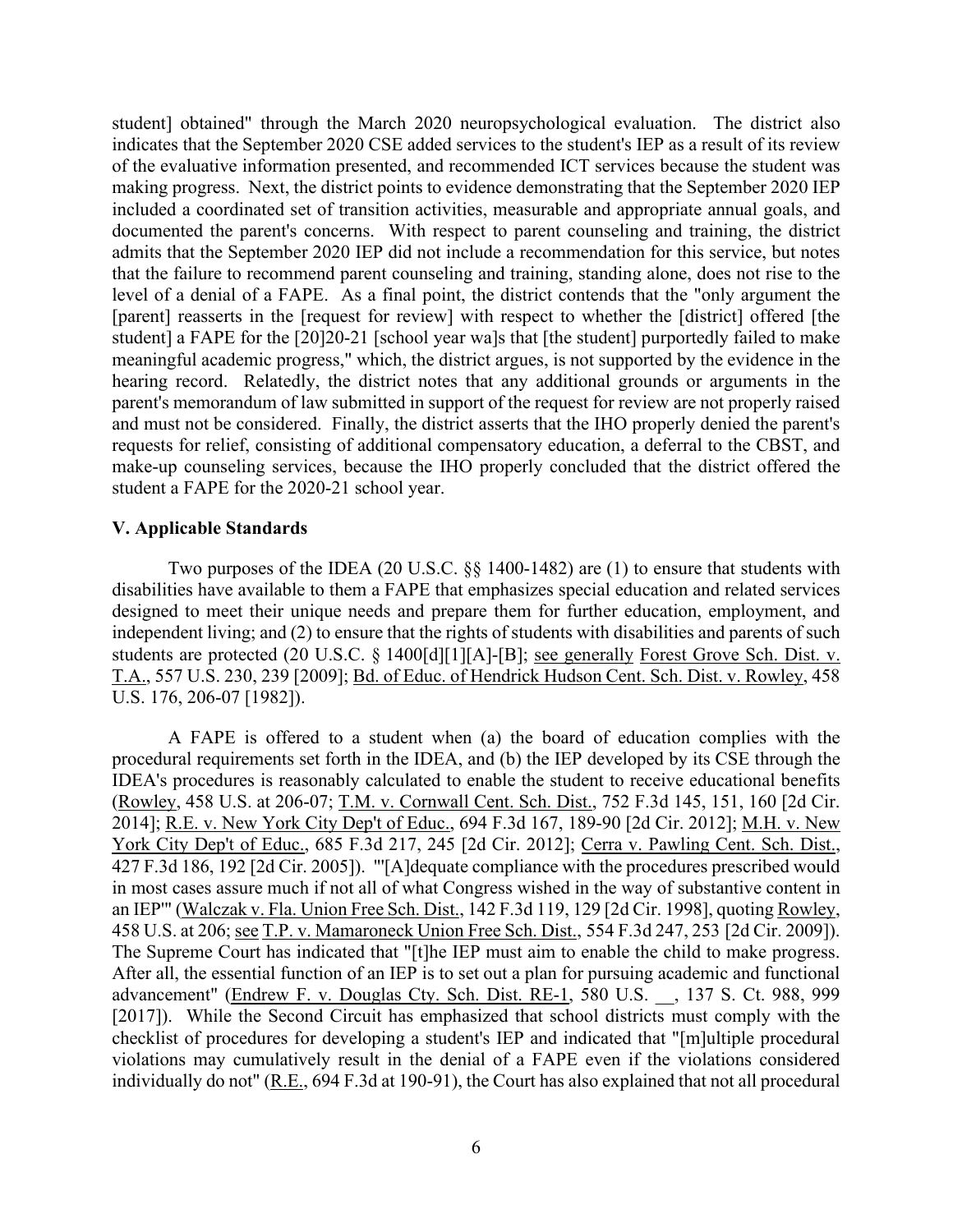student] obtained" through the March 2020 neuropsychological evaluation. The district also indicates that the September 2020 CSE added services to the student's IEP as a result of its review of the evaluative information presented, and recommended ICT services because the student was making progress. Next, the district points to evidence demonstrating that the September 2020 IEP included a coordinated set of transition activities, measurable and appropriate annual goals, and documented the parent's concerns. With respect to parent counseling and training, the district admits that the September 2020 IEP did not include a recommendation for this service, but notes that the failure to recommend parent counseling and training, standing alone, does not rise to the level of a denial of a FAPE. As a final point, the district contends that the "only argument the [parent] reasserts in the [request for review] with respect to whether the [district] offered [the student] a FAPE for the [20]20-21 [school year wa]s that [the student] purportedly failed to make meaningful academic progress," which, the district argues, is not supported by the evidence in the hearing record. Relatedly, the district notes that any additional grounds or arguments in the parent's memorandum of law submitted in support of the request for review are not properly raised and must not be considered. Finally, the district asserts that the IHO properly denied the parent's requests for relief, consisting of additional compensatory education, a deferral to the CBST, and make-up counseling services, because the IHO properly concluded that the district offered the student a FAPE for the 2020-21 school year.

## V. Applicable Standards

Two purposes of the IDEA (20 U.S.C. §§ 1400-1482) are (1) to ensure that students with disabilities have available to them a FAPE that emphasizes special education and related services designed to meet their unique needs and prepare them for further education, employment, and independent living; and (2) to ensure that the rights of students with disabilities and parents of such students are protected (20 U.S.C. § 1400[d][1][A]-[B]; see generally Forest Grove Sch. Dist. v. T.A., 557 U.S. 230, 239 [2009]; Bd. of Educ. of Hendrick Hudson Cent. Sch. Dist. v. Rowley, 458 U.S. 176, 206-07 [1982]).

A FAPE is offered to a student when (a) the board of education complies with the procedural requirements set forth in the IDEA, and (b) the IEP developed by its CSE through the IDEA's procedures is reasonably calculated to enable the student to receive educational benefits (Rowley, 458 U.S. at 206-07; T.M. v. Cornwall Cent. Sch. Dist., 752 F.3d 145, 151, 160 [2d Cir. 2014]; R.E. v. New York City Dep't of Educ., 694 F.3d 167, 189-90 [2d Cir. 2012]; M.H. v. New York City Dep't of Educ., 685 F.3d 217, 245 [2d Cir. 2012]; Cerra v. Pawling Cent. Sch. Dist., 427 F.3d 186, 192 [2d Cir. 2005]). "'[A]dequate compliance with the procedures prescribed would in most cases assure much if not all of what Congress wished in the way of substantive content in an IEP'" (Walczak v. Fla. Union Free Sch. Dist., 142 F.3d 119, 129 [2d Cir. 1998], quoting Rowley, 458 U.S. at 206; see T.P. v. Mamaroneck Union Free Sch. Dist., 554 F.3d 247, 253 [2d Cir. 2009]). The Supreme Court has indicated that "[t]he IEP must aim to enable the child to make progress. After all, the essential function of an IEP is to set out a plan for pursuing academic and functional advancement" (Endrew F. v. Douglas Cty. Sch. Dist. RE-1, 580 U.S. \_\_, 137 S. Ct. 988, 999 [2017]). While the Second Circuit has emphasized that school districts must comply with the checklist of procedures for developing a student's IEP and indicated that "[m]ultiple procedural violations may cumulatively result in the denial of a FAPE even if the violations considered individually do not" (R.E., 694 F.3d at 190-91), the Court has also explained that not all procedural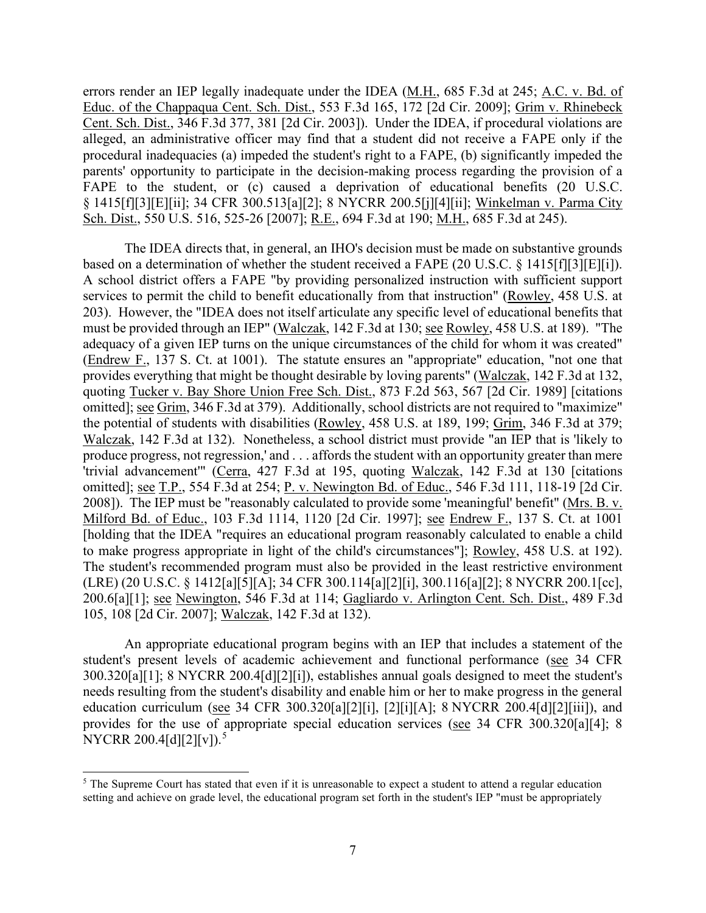errors render an IEP legally inadequate under the IDEA (M.H., 685 F.3d at 245; A.C. v. Bd. of Educ. of the Chappaqua Cent. Sch. Dist., 553 F.3d 165, 172 [2d Cir. 2009]; Grim v. Rhinebeck Cent. Sch. Dist., 346 F.3d 377, 381 [2d Cir. 2003]). Under the IDEA, if procedural violations are alleged, an administrative officer may find that a student did not receive a FAPE only if the procedural inadequacies (a) impeded the student's right to a FAPE, (b) significantly impeded the parents' opportunity to participate in the decision-making process regarding the provision of a FAPE to the student, or (c) caused a deprivation of educational benefits (20 U.S.C. § 1415[f][3][E][ii]; 34 CFR 300.513[a][2]; 8 NYCRR 200.5[j][4][ii]; Winkelman v. Parma City Sch. Dist., 550 U.S. 516, 525-26 [2007]; R.E., 694 F.3d at 190; M.H., 685 F.3d at 245).

The IDEA directs that, in general, an IHO's decision must be made on substantive grounds based on a determination of whether the student received a FAPE (20 U.S.C. § 1415[f][3][E][i]). A school district offers a FAPE "by providing personalized instruction with sufficient support services to permit the child to benefit educationally from that instruction" (Rowley, 458 U.S. at 203). However, the "IDEA does not itself articulate any specific level of educational benefits that must be provided through an IEP" (Walczak, 142 F.3d at 130; see Rowley, 458 U.S. at 189). "The adequacy of a given IEP turns on the unique circumstances of the child for whom it was created" (Endrew F., 137 S. Ct. at 1001). The statute ensures an "appropriate" education, "not one that provides everything that might be thought desirable by loving parents" (Walczak, 142 F.3d at 132, quoting Tucker v. Bay Shore Union Free Sch. Dist., 873 F.2d 563, 567 [2d Cir. 1989] [citations omitted]; see Grim, 346 F.3d at 379). Additionally, school districts are not required to "maximize" the potential of students with disabilities (Rowley, 458 U.S. at 189, 199; Grim, 346 F.3d at 379; Walczak, 142 F.3d at 132). Nonetheless, a school district must provide "an IEP that is 'likely to produce progress, not regression,' and . . . affords the student with an opportunity greater than mere 'trivial advancement'" (Cerra, 427 F.3d at 195, quoting Walczak, 142 F.3d at 130 [citations omitted]; see T.P., 554 F.3d at 254; P. v. Newington Bd. of Educ., 546 F.3d 111, 118-19 [2d Cir. 2008]). The IEP must be "reasonably calculated to provide some 'meaningful' benefit" (Mrs. B. v. Milford Bd. of Educ., 103 F.3d 1114, 1120 [2d Cir. 1997]; see Endrew F., 137 S. Ct. at 1001 [holding that the IDEA "requires an educational program reasonably calculated to enable a child to make progress appropriate in light of the child's circumstances"]; Rowley, 458 U.S. at 192). The student's recommended program must also be provided in the least restrictive environment (LRE) (20 U.S.C. § 1412[a][5][A]; 34 CFR 300.114[a][2][i], 300.116[a][2]; 8 NYCRR 200.1[cc], 200.6[a][1]; see Newington, 546 F.3d at 114; Gagliardo v. Arlington Cent. Sch. Dist., 489 F.3d 105, 108 [2d Cir. 2007]; Walczak, 142 F.3d at 132).

An appropriate educational program begins with an IEP that includes a statement of the student's present levels of academic achievement and functional performance (see 34 CFR 300.320[a][1]; 8 NYCRR 200.4[d][2][i]), establishes annual goals designed to meet the student's needs resulting from the student's disability and enable him or her to make progress in the general education curriculum (see 34 CFR 300.320[a][2][i], [2][i][A]; 8 NYCRR 200.4[d][2][iii]), and provides for the use of appropriate special education services (see 34 CFR 300.320[a][4]; 8 NYCRR 200.4[d][2][v]).[5]

---

[5] The Supreme Court has stated that even if it is unreasonable to expect a student to attend a regular education setting and achieve on grade level, the educational program set forth in the student's IEP "must be appropriately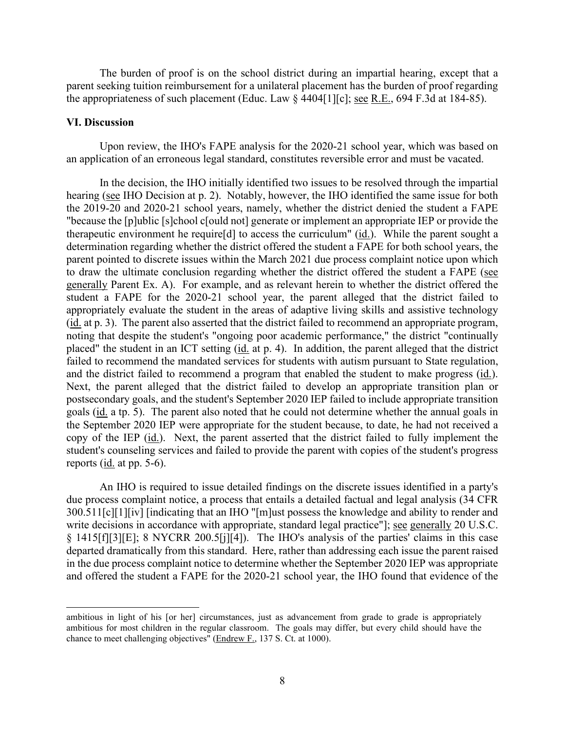The burden of proof is on the school district during an impartial hearing, except that a parent seeking tuition reimbursement for a unilateral placement has the burden of proof regarding the appropriateness of such placement (Educ. Law § 4404[1][c]; see R.E., 694 F.3d at 184-85).

## VI. Discussion

Upon review, the IHO's FAPE analysis for the 2020-21 school year, which was based on an application of an erroneous legal standard, constitutes reversible error and must be vacated.

In the decision, the IHO initially identified two issues to be resolved through the impartial hearing (see IHO Decision at p. 2). Notably, however, the IHO identified the same issue for both the 2019-20 and 2020-21 school years, namely, whether the district denied the student a FAPE "because the [p]ublic [s]chool c[ould not] generate or implement an appropriate IEP or provide the therapeutic environment he require[d] to access the curriculum" (id.). While the parent sought a determination regarding whether the district offered the student a FAPE for both school years, the parent pointed to discrete issues within the March 2021 due process complaint notice upon which to draw the ultimate conclusion regarding whether the district offered the student a FAPE (see generally Parent Ex. A). For example, and as relevant herein to whether the district offered the student a FAPE for the 2020-21 school year, the parent alleged that the district failed to appropriately evaluate the student in the areas of adaptive living skills and assistive technology (id. at p. 3). The parent also asserted that the district failed to recommend an appropriate program, noting that despite the student's "ongoing poor academic performance," the district "continually placed" the student in an ICT setting (id. at p. 4). In addition, the parent alleged that the district failed to recommend the mandated services for students with autism pursuant to State regulation, and the district failed to recommend a program that enabled the student to make progress (id.). Next, the parent alleged that the district failed to develop an appropriate transition plan or postsecondary goals, and the student's September 2020 IEP failed to include appropriate transition goals (id. a tp. 5). The parent also noted that he could not determine whether the annual goals in the September 2020 IEP were appropriate for the student because, to date, he had not received a copy of the IEP (id.). Next, the parent asserted that the district failed to fully implement the student's counseling services and failed to provide the parent with copies of the student's progress reports (id. at pp. 5-6).

An IHO is required to issue detailed findings on the discrete issues identified in a party's due process complaint notice, a process that entails a detailed factual and legal analysis (34 CFR 300.511[c][1][iv] [indicating that an IHO "[m]ust possess the knowledge and ability to render and write decisions in accordance with appropriate, standard legal practice"]; see generally 20 U.S.C. § 1415[f][3][E]; 8 NYCRR 200.5[j][4]). The IHO's analysis of the parties' claims in this case departed dramatically from this standard. Here, rather than addressing each issue the parent raised in the due process complaint notice to determine whether the September 2020 IEP was appropriate and offered the student a FAPE for the 2020-21 school year, the IHO found that evidence of the

---

ambitious in light of his [or her] circumstances, just as advancement from grade to grade is appropriately ambitious for most children in the regular classroom. The goals may differ, but every child should have the chance to meet challenging objectives" (Endrew F., 137 S. Ct. at 1000).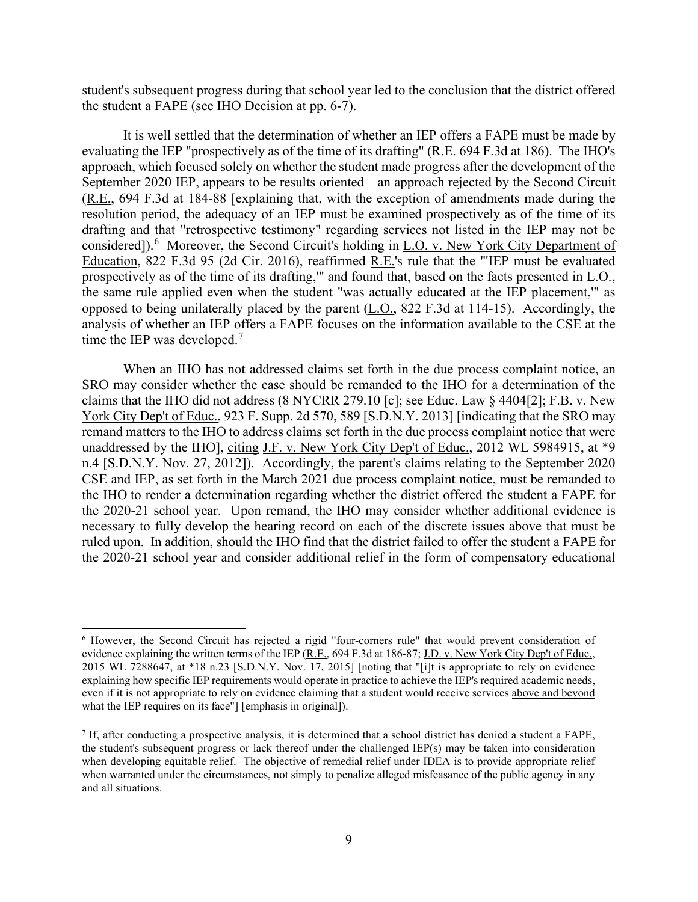student's subsequent progress during that school year led to the conclusion that the district offered the student a FAPE (see IHO Decision at pp. 6-7).

It is well settled that the determination of whether an IEP offers a FAPE must be made by evaluating the IEP "prospectively as of the time of its drafting" (R.E. 694 F.3d at 186). The IHO's approach, which focused solely on whether the student made progress after the development of the September 2020 IEP, appears to be results oriented—an approach rejected by the Second Circuit (R.E., 694 F.3d at 184-88 [explaining that, with the exception of amendments made during the resolution period, the adequacy of an IEP must be examined prospectively as of the time of its drafting and that "retrospective testimony" regarding services not listed in the IEP may not be considered]).[6] Moreover, the Second Circuit's holding in L.O. v. New York City Department of Education, 822 F.3d 95 (2d Cir. 2016), reaffirmed R.E.'s rule that the "'IEP must be evaluated prospectively as of the time of its drafting,'" and found that, based on the facts presented in L.O., the same rule applied even when the student "was actually educated at the IEP placement,'" as opposed to being unilaterally placed by the parent (L.O., 822 F.3d at 114-15). Accordingly, the analysis of whether an IEP offers a FAPE focuses on the information available to the CSE at the time the IEP was developed.[7]

When an IHO has not addressed claims set forth in the due process complaint notice, an SRO may consider whether the case should be remanded to the IHO for a determination of the claims that the IHO did not address (8 NYCRR 279.10 [c]; see Educ. Law § 4404[2]; F.B. v. New York City Dep't of Educ., 923 F. Supp. 2d 570, 589 [S.D.N.Y. 2013] [indicating that the SRO may remand matters to the IHO to address claims set forth in the due process complaint notice that were unaddressed by the IHO], citing J.F. v. New York City Dep't of Educ., 2012 WL 5984915, at *9 n.4 [S.D.N.Y. Nov. 27, 2012]). Accordingly, the parent's claims relating to the September 2020 CSE and IEP, as set forth in the March 2021 due process complaint notice, must be remanded to the IHO to render a determination regarding whether the district offered the student a FAPE for the 2020-21 school year. Upon remand, the IHO may consider whether additional evidence is necessary to fully develop the hearing record on each of the discrete issues above that must be ruled upon. In addition, should the IHO find that the district failed to offer the student a FAPE for the 2020-21 school year and consider additional relief in the form of compensatory educational

---

[6] However, the Second Circuit has rejected a rigid "four-corners rule" that would prevent consideration of evidence explaining the written terms of the IEP (R.E., 694 F.3d at 186-87; J.D. v. New York City Dep't of Educ., 2015 WL 7288647, at *18 n.23 [S.D.N.Y. Nov. 17, 2015] [noting that "[i]t is appropriate to rely on evidence explaining how specific IEP requirements would operate in practice to achieve the IEP's required academic needs, even if it is not appropriate to rely on evidence claiming that a student would receive services above and beyond what the IEP requires on its face"] [emphasis in original]).

[7] If, after conducting a prospective analysis, it is determined that a school district has denied a student a FAPE, the student's subsequent progress or lack thereof under the challenged IEP(s) may be taken into consideration when developing equitable relief. The objective of remedial relief under IDEA is to provide appropriate relief when warranted under the circumstances, not simply to penalize alleged misfeasance of the public agency in any and all situations.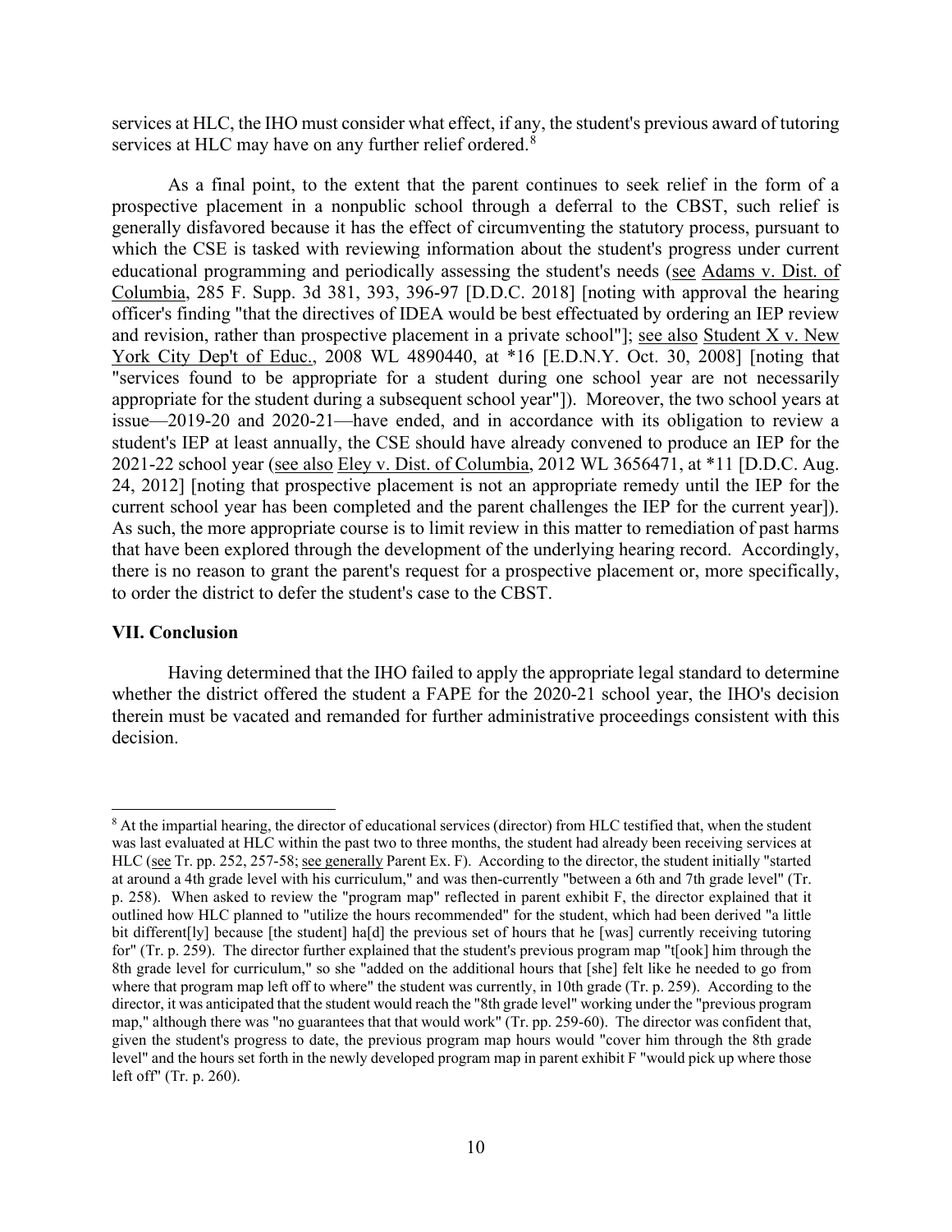services at HLC, the IHO must consider what effect, if any, the student's previous award of tutoring services at HLC may have on any further relief ordered.[8]

As a final point, to the extent that the parent continues to seek relief in the form of a prospective placement in a nonpublic school through a deferral to the CBST, such relief is generally disfavored because it has the effect of circumventing the statutory process, pursuant to which the CSE is tasked with reviewing information about the student's progress under current educational programming and periodically assessing the student's needs (see Adams v. Dist. of Columbia, 285 F. Supp. 3d 381, 393, 396-97 [D.D.C. 2018] [noting with approval the hearing officer's finding "that the directives of IDEA would be best effectuated by ordering an IEP review and revision, rather than prospective placement in a private school"]; see also Student X v. New York City Dep't of Educ., 2008 WL 4890440, at *16 [E.D.N.Y. Oct. 30, 2008] [noting that "services found to be appropriate for a student during one school year are not necessarily appropriate for the student during a subsequent school year"]). Moreover, the two school years at issue—2019-20 and 2020-21—have ended, and in accordance with its obligation to review a student's IEP at least annually, the CSE should have already convened to produce an IEP for the 2021-22 school year (see also Eley v. Dist. of Columbia, 2012 WL 3656471, at *11 [D.D.C. Aug. 24, 2012] [noting that prospective placement is not an appropriate remedy until the IEP for the current school year has been completed and the parent challenges the IEP for the current year]). As such, the more appropriate course is to limit review in this matter to remediation of past harms that have been explored through the development of the underlying hearing record. Accordingly, there is no reason to grant the parent's request for a prospective placement or, more specifically, to order the district to defer the student's case to the CBST.

**VII. Conclusion**

Having determined that the IHO failed to apply the appropriate legal standard to determine whether the district offered the student a FAPE for the 2020-21 school year, the IHO's decision therein must be vacated and remanded for further administrative proceedings consistent with this decision.

---

[8] At the impartial hearing, the director of educational services (director) from HLC testified that, when the student was last evaluated at HLC within the past two to three months, the student had already been receiving services at HLC (see Tr. pp. 252, 257-58; see generally Parent Ex. F). According to the director, the student initially "started at around a 4th grade level with his curriculum," and was then-currently "between a 6th and 7th grade level" (Tr. p. 258). When asked to review the "program map" reflected in parent exhibit F, the director explained that it outlined how HLC planned to "utilize the hours recommended" for the student, which had been derived "a little bit different[ly] because [the student] ha[d] the previous set of hours that he [was] currently receiving tutoring for" (Tr. p. 259). The director further explained that the student's previous program map "t[ook] him through the 8th grade level for curriculum," so she "added on the additional hours that [she] felt like he needed to go from where that program map left off to where" the student was currently, in 10th grade (Tr. p. 259). According to the director, it was anticipated that the student would reach the "8th grade level" working under the "previous program map," although there was "no guarantees that that would work" (Tr. pp. 259-60). The director was confident that, given the student's progress to date, the previous program map hours would "cover him through the 8th grade level" and the hours set forth in the newly developed program map in parent exhibit F "would pick up where those left off" (Tr. p. 260).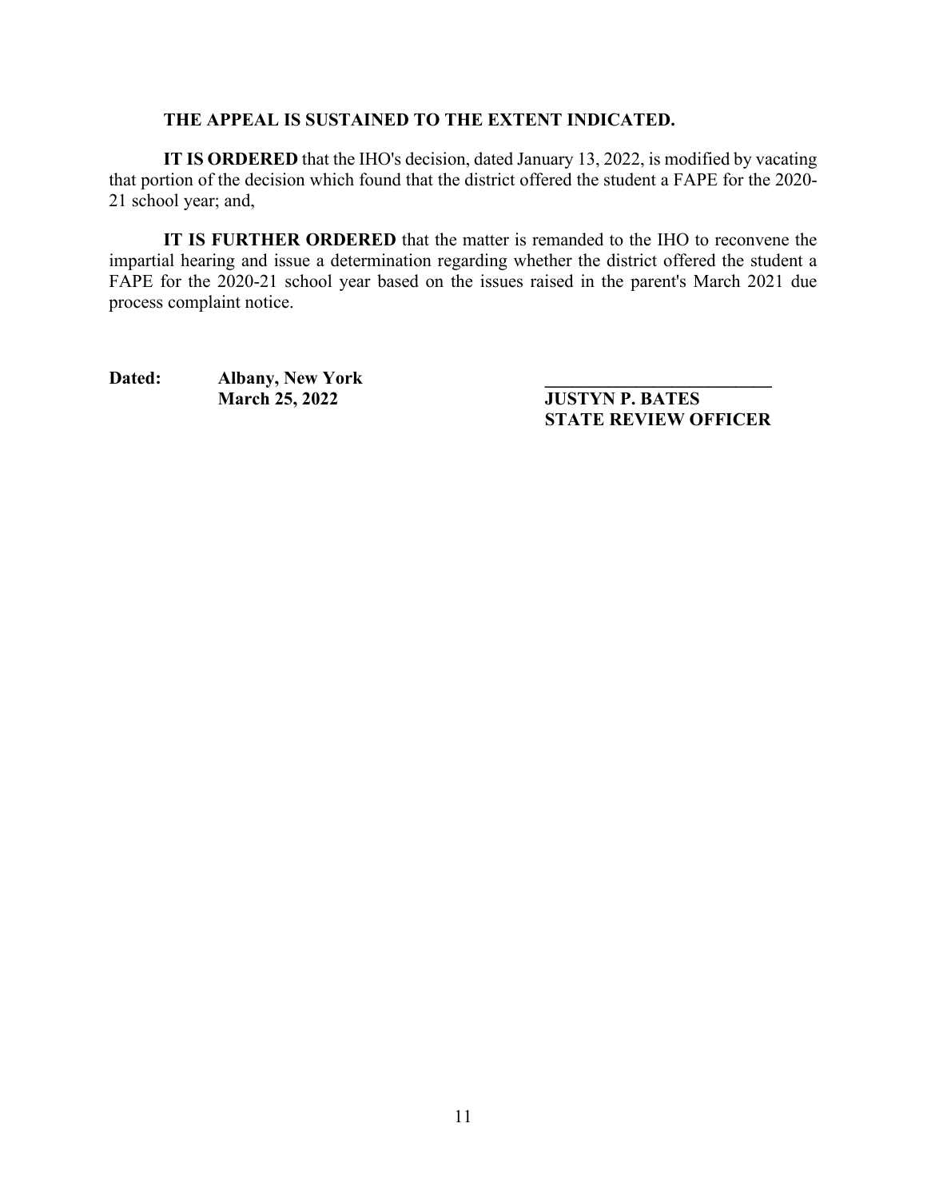**THE APPEAL IS SUSTAINED TO THE EXTENT INDICATED.**

**IT IS ORDERED** that the IHO's decision, dated January 13, 2022, is modified by vacating that portion of the decision which found that the district offered the student a FAPE for the 2020-21 school year; and,

**IT IS FURTHER ORDERED** that the matter is remanded to the IHO to reconvene the impartial hearing and issue a determination regarding whether the district offered the student a FAPE for the 2020-21 school year based on the issues raised in the parent's March 2021 due process complaint notice.

**Dated: Albany, New York**
**March 25, 2022**

**JUSTYN P. BATES**
**STATE REVIEW OFFICER**